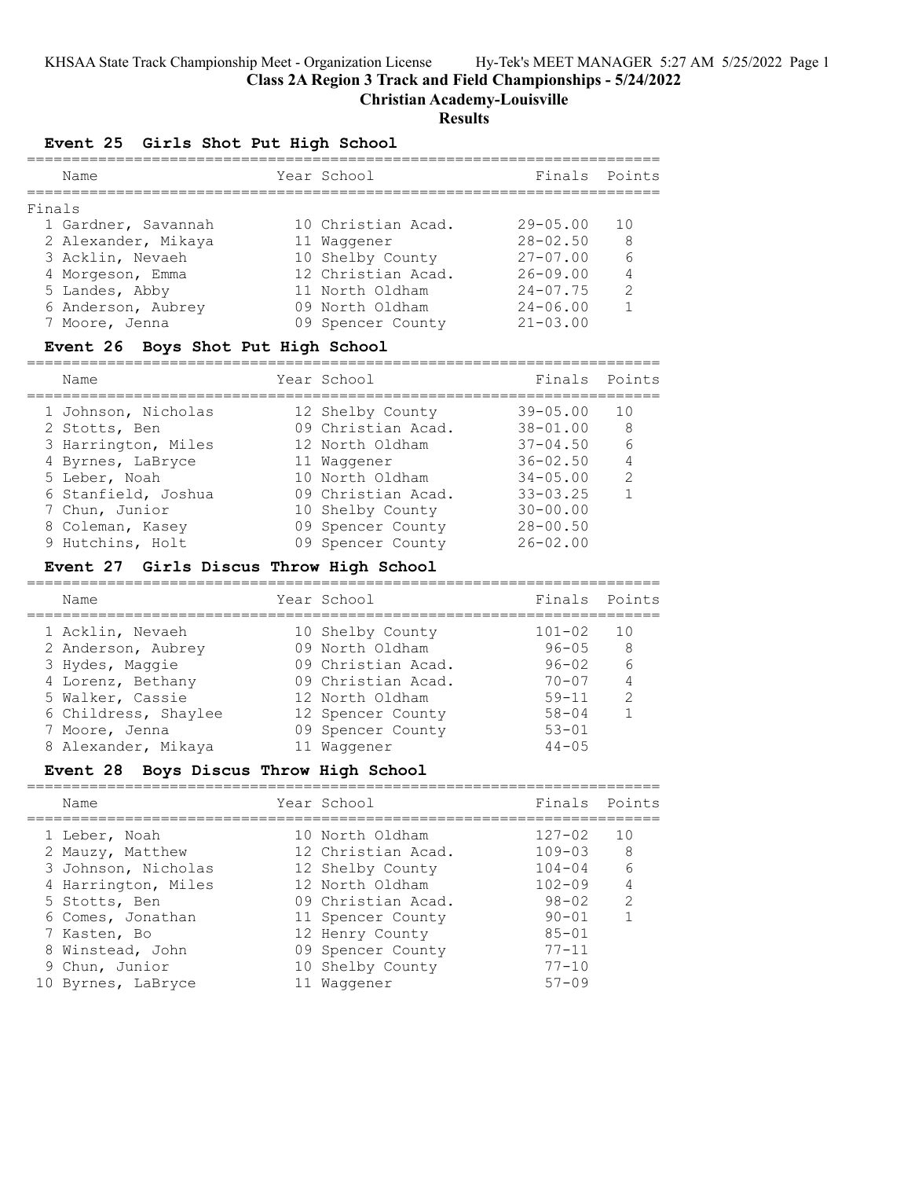KHSAA State Track Championship Meet - Organization License Hy-Tek's MEET MANAGER 5:27 AM 5/25/2022

# Class 2A Region 3 Track and Field Championships - 5/24/2022

## Christian Academy-Louisville

### Results

#### Event 25 Girls Shot Put High School

Finals

| Place | Name | Year | School | Finals | Points |
|---|---|---|---|---|---|
| 1 | Gardner, Savannah | 10 | Christian Acad. | 29-05.00 | 10 |
| 2 | Alexander, Mikaya | 11 | Waggener | 28-02.50 | 8 |
| 3 | Acklin, Nevaeh | 10 | Shelby County | 27-07.00 | 6 |
| 4 | Morgeson, Emma | 12 | Christian Acad. | 26-09.00 | 4 |
| 5 | Landes, Abby | 11 | North Oldham | 24-07.75 | 2 |
| 6 | Anderson, Aubrey | 09 | North Oldham | 24-06.00 | 1 |
| 7 | Moore, Jenna | 09 | Spencer County | 21-03.00 | |

#### Event 26 Boys Shot Put High School

| Place | Name | Year | School | Finals | Points |
|---|---|---|---|---|---|
| 1 | Johnson, Nicholas | 12 | Shelby County | 39-05.00 | 10 |
| 2 | Stotts, Ben | 09 | Christian Acad. | 38-01.00 | 8 |
| 3 | Harrington, Miles | 12 | North Oldham | 37-04.50 | 6 |
| 4 | Byrnes, LaBryce | 11 | Waggener | 36-02.50 | 4 |
| 5 | Leber, Noah | 10 | North Oldham | 34-05.00 | 2 |
| 6 | Stanfield, Joshua | 09 | Christian Acad. | 33-03.25 | 1 |
| 7 | Chun, Junior | 10 | Shelby County | 30-00.00 | |
| 8 | Coleman, Kasey | 09 | Spencer County | 28-00.50 | |
| 9 | Hutchins, Holt | 09 | Spencer County | 26-02.00 | |

#### Event 27 Girls Discus Throw High School

| Place | Name | Year | School | Finals | Points |
|---|---|---|---|---|---|
| 1 | Acklin, Nevaeh | 10 | Shelby County | 101-02 | 10 |
| 2 | Anderson, Aubrey | 09 | North Oldham | 96-05 | 8 |
| 3 | Hydes, Maggie | 09 | Christian Acad. | 96-02 | 6 |
| 4 | Lorenz, Bethany | 09 | Christian Acad. | 70-07 | 4 |
| 5 | Walker, Cassie | 12 | North Oldham | 59-11 | 2 |
| 6 | Childress, Shaylee | 12 | Spencer County | 58-04 | 1 |
| 7 | Moore, Jenna | 09 | Spencer County | 53-01 | |
| 8 | Alexander, Mikaya | 11 | Waggener | 44-05 | |

#### Event 28 Boys Discus Throw High School

| Place | Name | Year | School | Finals | Points |
|---|---|---|---|---|---|
| 1 | Leber, Noah | 10 | North Oldham | 127-02 | 10 |
| 2 | Mauzy, Matthew | 12 | Christian Acad. | 109-03 | 8 |
| 3 | Johnson, Nicholas | 12 | Shelby County | 104-04 | 6 |
| 4 | Harrington, Miles | 12 | North Oldham | 102-09 | 4 |
| 5 | Stotts, Ben | 09 | Christian Acad. | 98-02 | 2 |
| 6 | Comes, Jonathan | 11 | Spencer County | 90-01 | 1 |
| 7 | Kasten, Bo | 12 | Henry County | 85-01 | |
| 8 | Winstead, John | 09 | Spencer County | 77-11 | |
| 9 | Chun, Junior | 10 | Shelby County | 77-10 | |
| 10 | Byrnes, LaBryce | 11 | Waggener | 57-09 | |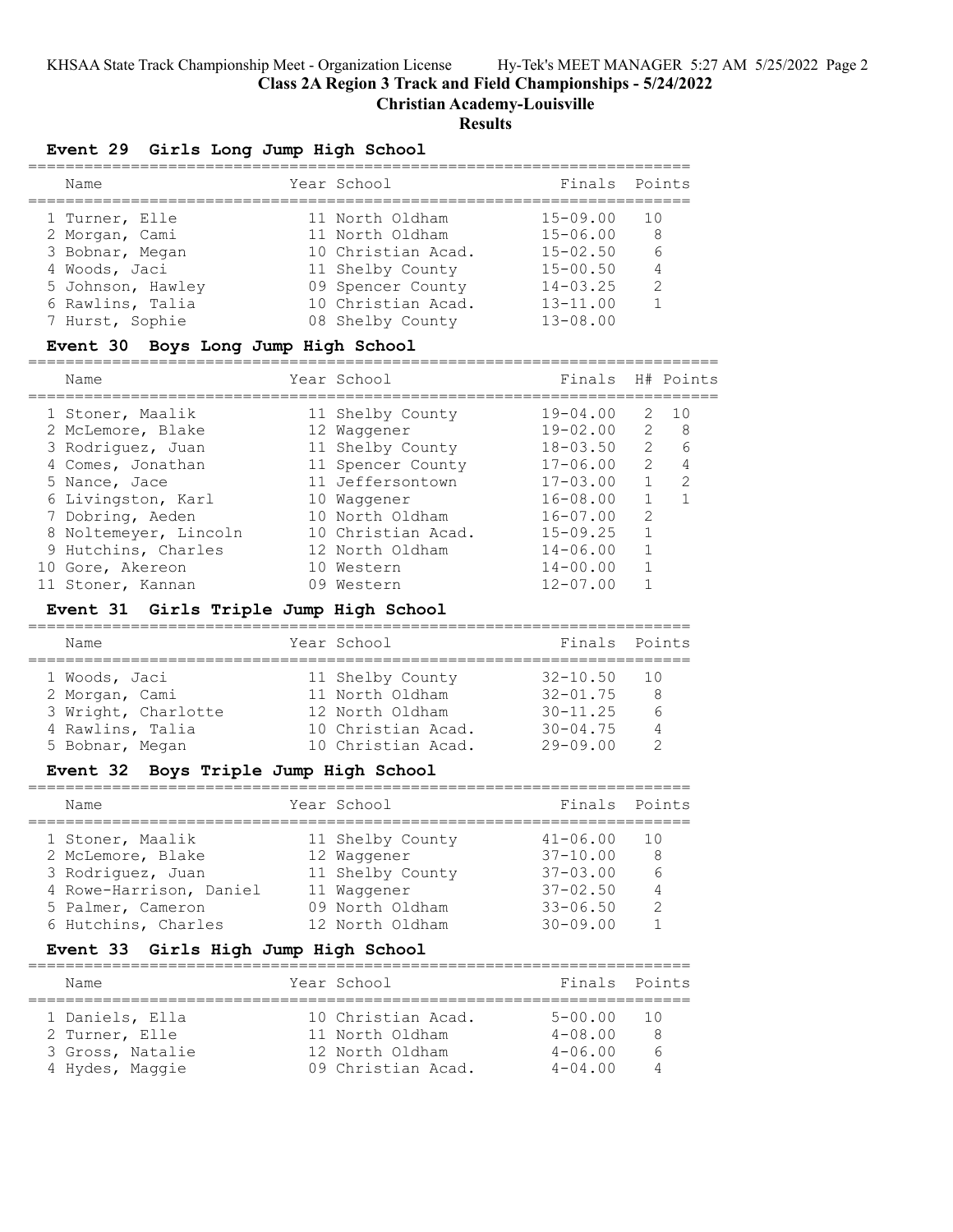# Class 2A Region 3 Track and Field Championships - 5/24/2022

## Christian Academy-Louisville

### Results

#### Event 29 Girls Long Jump High School

| | Name | Year | School | Finals | Points |
|---|---|---|---|---|---|
| 1 | Turner, Elle | 11 | North Oldham | 15-09.00 | 10 |
| 2 | Morgan, Cami | 11 | North Oldham | 15-06.00 | 8 |
| 3 | Bobnar, Megan | 10 | Christian Acad. | 15-02.50 | 6 |
| 4 | Woods, Jaci | 11 | Shelby County | 15-00.50 | 4 |
| 5 | Johnson, Hawley | 09 | Spencer County | 14-03.25 | 2 |
| 6 | Rawlins, Talia | 10 | Christian Acad. | 13-11.00 | 1 |
| 7 | Hurst, Sophie | 08 | Shelby County | 13-08.00 | |

#### Event 30 Boys Long Jump High School

| | Name | Year | School | Finals | H# | Points |
|---|---|---|---|---|---|---|
| 1 | Stoner, Maalik | 11 | Shelby County | 19-04.00 | 2 | 10 |
| 2 | McLemore, Blake | 12 | Waggener | 19-02.00 | 2 | 8 |
| 3 | Rodriguez, Juan | 11 | Shelby County | 18-03.50 | 2 | 6 |
| 4 | Comes, Jonathan | 11 | Spencer County | 17-06.00 | 2 | 4 |
| 5 | Nance, Jace | 11 | Jeffersontown | 17-03.00 | 1 | 2 |
| 6 | Livingston, Karl | 10 | Waggener | 16-08.00 | 1 | 1 |
| 7 | Dobring, Aeden | 10 | North Oldham | 16-07.00 | 2 | |
| 8 | Noltemeyer, Lincoln | 10 | Christian Acad. | 15-09.25 | 1 | |
| 9 | Hutchins, Charles | 12 | North Oldham | 14-06.00 | 1 | |
| 10 | Gore, Akereon | 10 | Western | 14-00.00 | 1 | |
| 11 | Stoner, Kannan | 09 | Western | 12-07.00 | 1 | |

#### Event 31 Girls Triple Jump High School

| | Name | Year | School | Finals | Points |
|---|---|---|---|---|---|
| 1 | Woods, Jaci | 11 | Shelby County | 32-10.50 | 10 |
| 2 | Morgan, Cami | 11 | North Oldham | 32-01.75 | 8 |
| 3 | Wright, Charlotte | 12 | North Oldham | 30-11.25 | 6 |
| 4 | Rawlins, Talia | 10 | Christian Acad. | 30-04.75 | 4 |
| 5 | Bobnar, Megan | 10 | Christian Acad. | 29-09.00 | 2 |

#### Event 32 Boys Triple Jump High School

| | Name | Year | School | Finals | Points |
|---|---|---|---|---|---|
| 1 | Stoner, Maalik | 11 | Shelby County | 41-06.00 | 10 |
| 2 | McLemore, Blake | 12 | Waggener | 37-10.00 | 8 |
| 3 | Rodriguez, Juan | 11 | Shelby County | 37-03.00 | 6 |
| 4 | Rowe-Harrison, Daniel | 11 | Waggener | 37-02.50 | 4 |
| 5 | Palmer, Cameron | 09 | North Oldham | 33-06.50 | 2 |
| 6 | Hutchins, Charles | 12 | North Oldham | 30-09.00 | 1 |

#### Event 33 Girls High Jump High School

| | Name | Year | School | Finals | Points |
|---|---|---|---|---|---|
| 1 | Daniels, Ella | 10 | Christian Acad. | 5-00.00 | 10 |
| 2 | Turner, Elle | 11 | North Oldham | 4-08.00 | 8 |
| 3 | Gross, Natalie | 12 | North Oldham | 4-06.00 | 6 |
| 4 | Hydes, Maggie | 09 | Christian Acad. | 4-04.00 | 4 |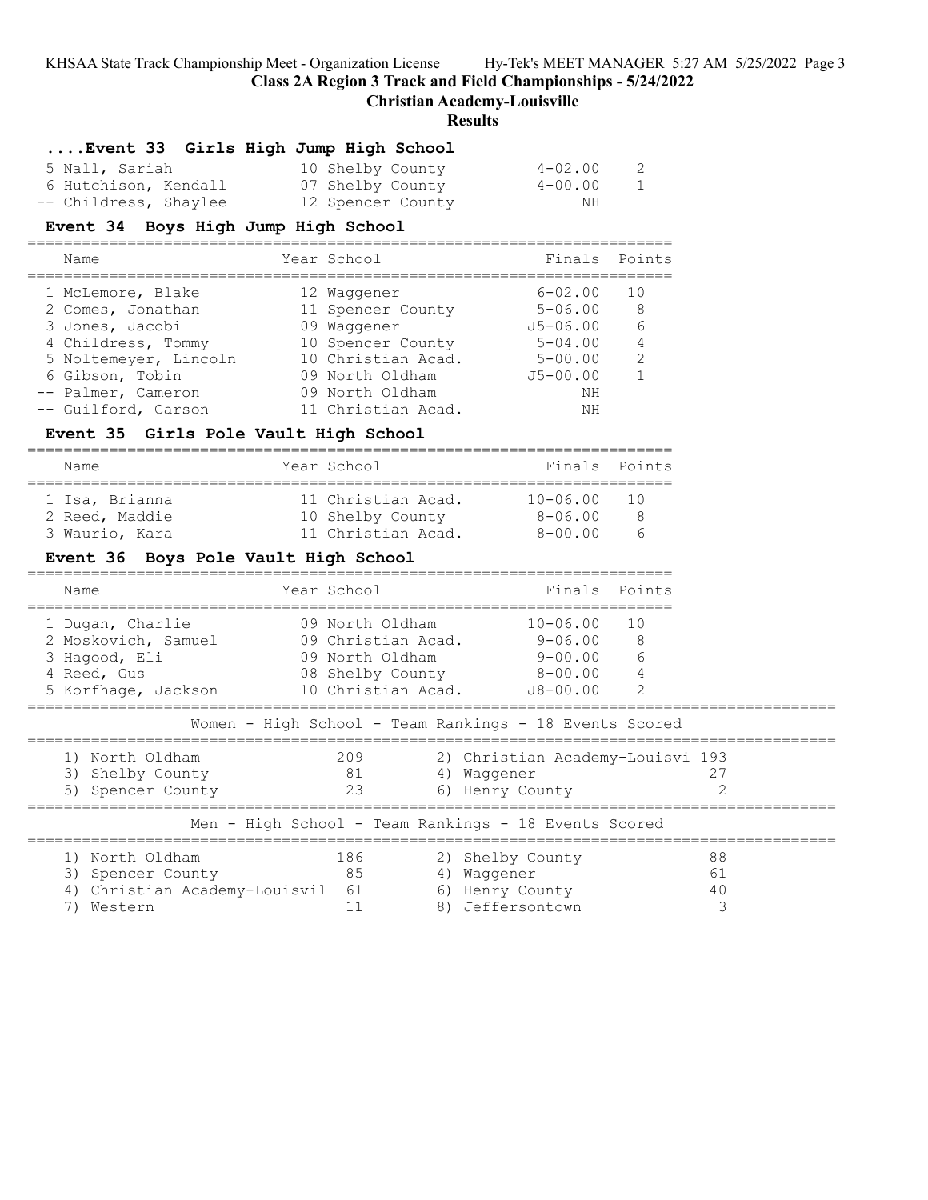## Class 2A Region 3 Track and Field Championships - 5/24/2022

### Christian Academy-Louisville

### Results

#### ....Event 33 Girls High Jump High School

| Name | Year | School | Finals | Points |
|---|---|---|---|---|
| 5 Nall, Sariah | 10 | Shelby County | 4-02.00 | 2 |
| 6 Hutchison, Kendall | 07 | Shelby County | 4-00.00 | 1 |
| -- Childress, Shaylee | 12 | Spencer County | NH | |

#### Event 34 Boys High Jump High School

| Name | Year | School | Finals | Points |
|---|---|---|---|---|
| 1 McLemore, Blake | 12 | Waggener | 6-02.00 | 10 |
| 2 Comes, Jonathan | 11 | Spencer County | 5-06.00 | 8 |
| 3 Jones, Jacobi | 09 | Waggener | J5-06.00 | 6 |
| 4 Childress, Tommy | 10 | Spencer County | 5-04.00 | 4 |
| 5 Noltemeyer, Lincoln | 10 | Christian Acad. | 5-00.00 | 2 |
| 6 Gibson, Tobin | 09 | North Oldham | J5-00.00 | 1 |
| -- Palmer, Cameron | 09 | North Oldham | NH | |
| -- Guilford, Carson | 11 | Christian Acad. | NH | |

#### Event 35 Girls Pole Vault High School

| Name | Year | School | Finals | Points |
|---|---|---|---|---|
| 1 Isa, Brianna | 11 | Christian Acad. | 10-06.00 | 10 |
| 2 Reed, Maddie | 10 | Shelby County | 8-06.00 | 8 |
| 3 Waurio, Kara | 11 | Christian Acad. | 8-00.00 | 6 |

#### Event 36 Boys Pole Vault High School

| Name | Year | School | Finals | Points |
|---|---|---|---|---|
| 1 Dugan, Charlie | 09 | North Oldham | 10-06.00 | 10 |
| 2 Moskovich, Samuel | 09 | Christian Acad. | 9-06.00 | 8 |
| 3 Hagood, Eli | 09 | North Oldham | 9-00.00 | 6 |
| 4 Reed, Gus | 08 | Shelby County | 8-00.00 | 4 |
| 5 Korfhage, Jackson | 10 | Christian Acad. | J8-00.00 | 2 |

#### Women - High School - Team Rankings - 18 Events Scored

| Rank | Team | Points | Rank | Team | Points |
|---|---|---|---|---|---|
| 1) | North Oldham | 209 | 2) | Christian Academy-Louisvi | 193 |
| 3) | Shelby County | 81 | 4) | Waggener | 27 |
| 5) | Spencer County | 23 | 6) | Henry County | 2 |

#### Men - High School - Team Rankings - 18 Events Scored

| Rank | Team | Points | Rank | Team | Points |
|---|---|---|---|---|---|
| 1) | North Oldham | 186 | 2) | Shelby County | 88 |
| 3) | Spencer County | 85 | 4) | Waggener | 61 |
| 4) | Christian Academy-Louisvil | 61 | 6) | Henry County | 40 |
| 7) | Western | 11 | 8) | Jeffersontown | 3 |